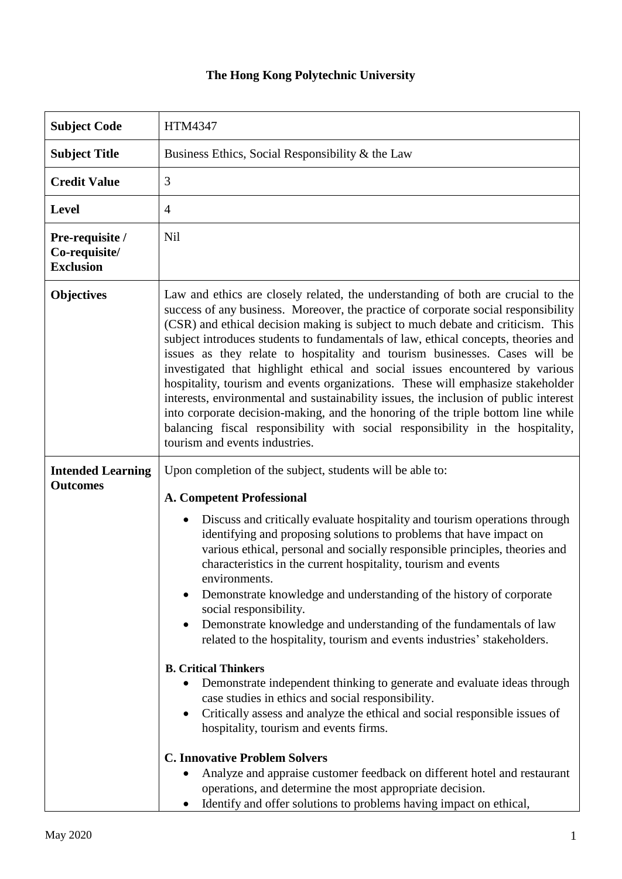# The Hong Kong Polytechnic University

| | |
|---|---|
| **Subject Code** | HTM4347 |
| **Subject Title** | Business Ethics, Social Responsibility & the Law |
| **Credit Value** | 3 |
| **Level** | 4 |
| **Pre-requisite / Co-requisite/ Exclusion** | Nil |
| **Objectives** | Law and ethics are closely related, the understanding of both are crucial to the success of any business. Moreover, the practice of corporate social responsibility (CSR) and ethical decision making is subject to much debate and criticism. This subject introduces students to fundamentals of law, ethical concepts, theories and issues as they relate to hospitality and tourism businesses. Cases will be investigated that highlight ethical and social issues encountered by various hospitality, tourism and events organizations. These will emphasize stakeholder interests, environmental and sustainability issues, the inclusion of public interest into corporate decision-making, and the honoring of the triple bottom line while balancing fiscal responsibility with social responsibility in the hospitality, tourism and events industries. |
| **Intended Learning Outcomes** | Upon completion of the subject, students will be able to:<br><br>**A. Competent Professional**<br>• Discuss and critically evaluate hospitality and tourism operations through identifying and proposing solutions to problems that have impact on various ethical, personal and socially responsible principles, theories and characteristics in the current hospitality, tourism and events environments.<br>• Demonstrate knowledge and understanding of the history of corporate social responsibility.<br>• Demonstrate knowledge and understanding of the fundamentals of law related to the hospitality, tourism and events industries' stakeholders.<br><br>**B. Critical Thinkers**<br>• Demonstrate independent thinking to generate and evaluate ideas through case studies in ethics and social responsibility.<br>• Critically assess and analyze the ethical and social responsible issues of hospitality, tourism and events firms.<br><br>**C. Innovative Problem Solvers**<br>• Analyze and appraise customer feedback on different hotel and restaurant operations, and determine the most appropriate decision.<br>• Identify and offer solutions to problems having impact on ethical, |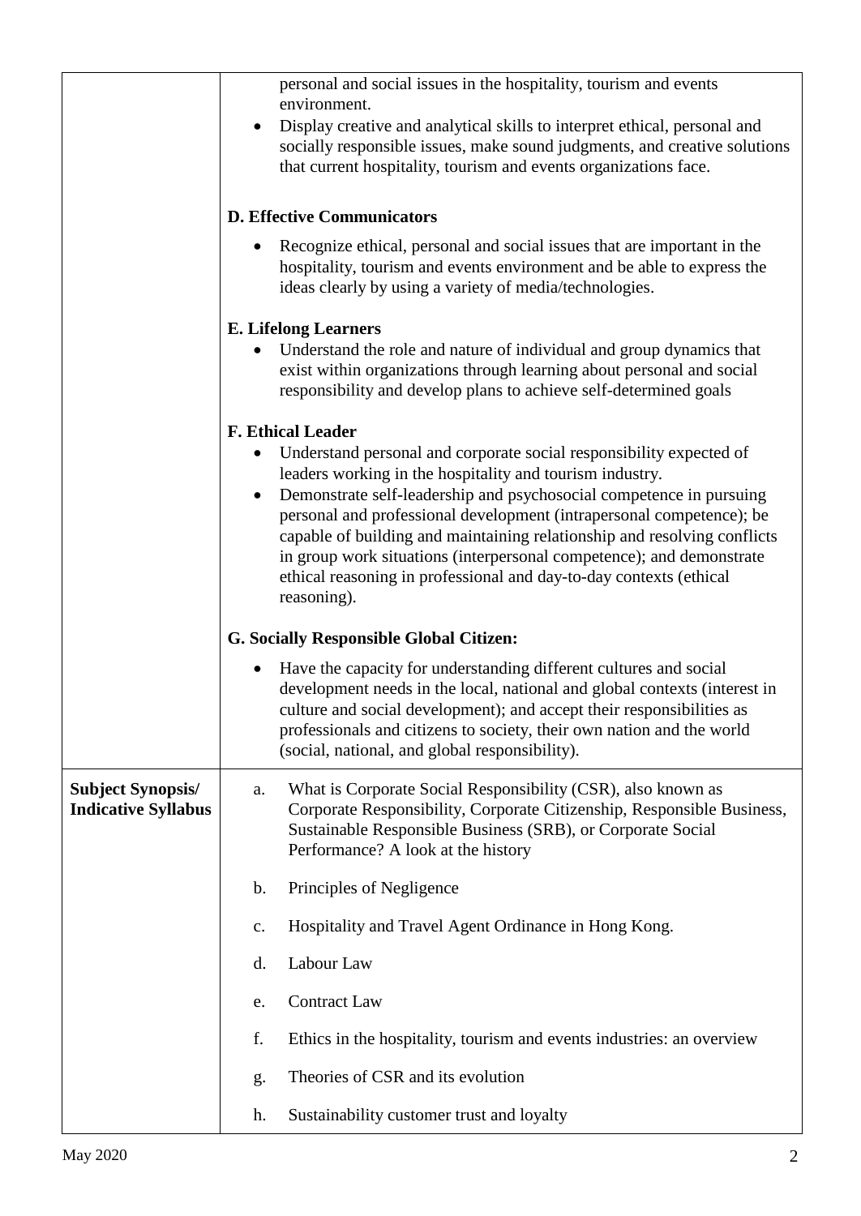| | |
|---|---|
| | personal and social issues in the hospitality, tourism and events environment.<br>• Display creative and analytical skills to interpret ethical, personal and socially responsible issues, make sound judgments, and creative solutions that current hospitality, tourism and events organizations face.<br><br>**D. Effective Communicators**<br>• Recognize ethical, personal and social issues that are important in the hospitality, tourism and events environment and be able to express the ideas clearly by using a variety of media/technologies.<br><br>**E. Lifelong Learners**<br>• Understand the role and nature of individual and group dynamics that exist within organizations through learning about personal and social responsibility and develop plans to achieve self-determined goals<br><br>**F. Ethical Leader**<br>• Understand personal and corporate social responsibility expected of leaders working in the hospitality and tourism industry.<br>• Demonstrate self-leadership and psychosocial competence in pursuing personal and professional development (intrapersonal competence); be capable of building and maintaining relationship and resolving conflicts in group work situations (interpersonal competence); and demonstrate ethical reasoning in professional and day-to-day contexts (ethical reasoning).<br><br>**G. Socially Responsible Global Citizen:**<br>• Have the capacity for understanding different cultures and social development needs in the local, national and global contexts (interest in culture and social development); and accept their responsibilities as professionals and citizens to society, their own nation and the world (social, national, and global responsibility). |
| **Subject Synopsis/ Indicative Syllabus** | a. What is Corporate Social Responsibility (CSR), also known as Corporate Responsibility, Corporate Citizenship, Responsible Business, Sustainable Responsible Business (SRB), or Corporate Social Performance? A look at the history<br><br>b. Principles of Negligence<br><br>c. Hospitality and Travel Agent Ordinance in Hong Kong.<br><br>d. Labour Law<br><br>e. Contract Law<br><br>f. Ethics in the hospitality, tourism and events industries: an overview<br><br>g. Theories of CSR and its evolution<br><br>h. Sustainability customer trust and loyalty |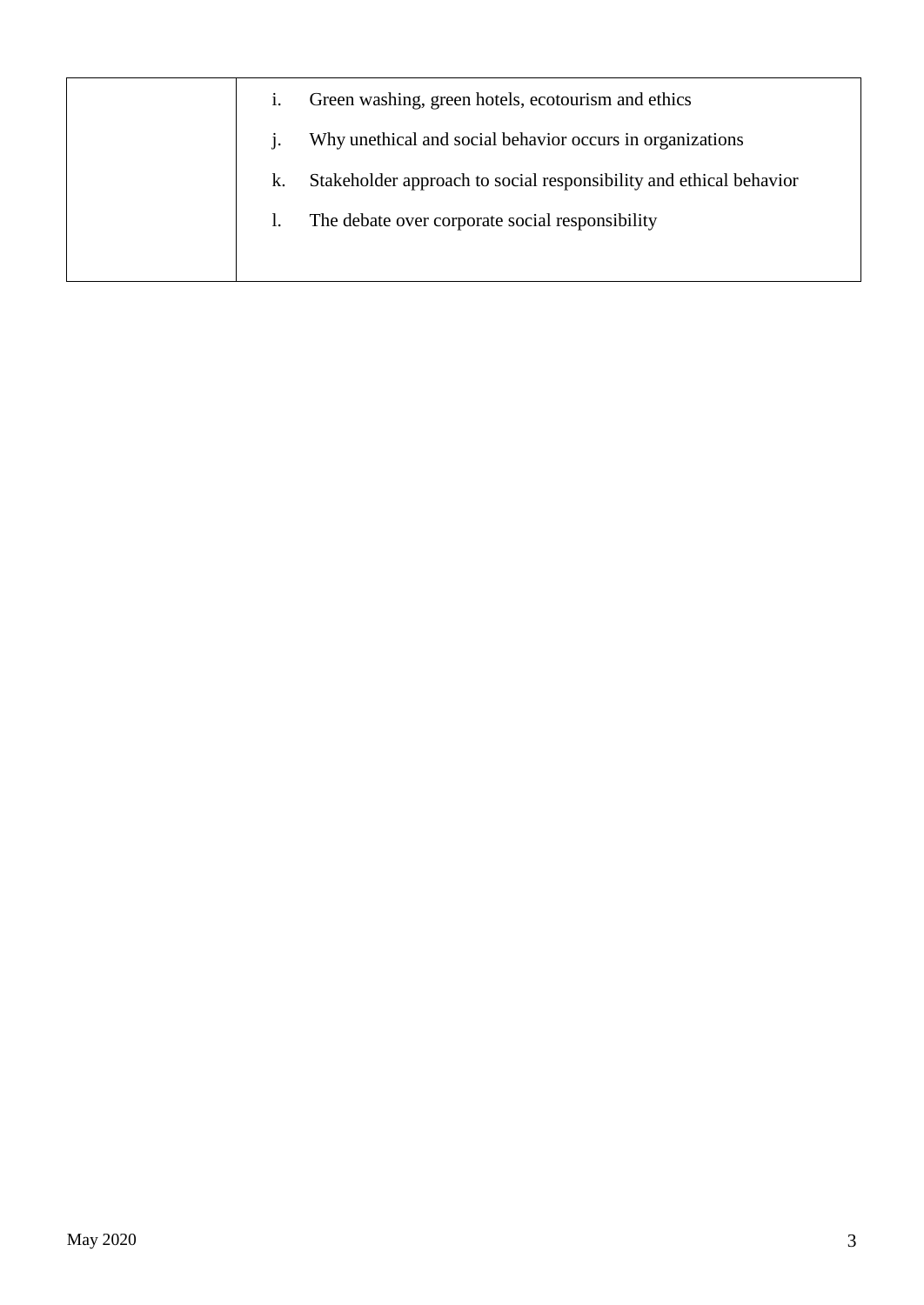| | |
|---|---|
| | i. Green washing, green hotels, ecotourism and ethics<br>j. Why unethical and social behavior occurs in organizations<br>k. Stakeholder approach to social responsibility and ethical behavior<br>l. The debate over corporate social responsibility |

May 2020